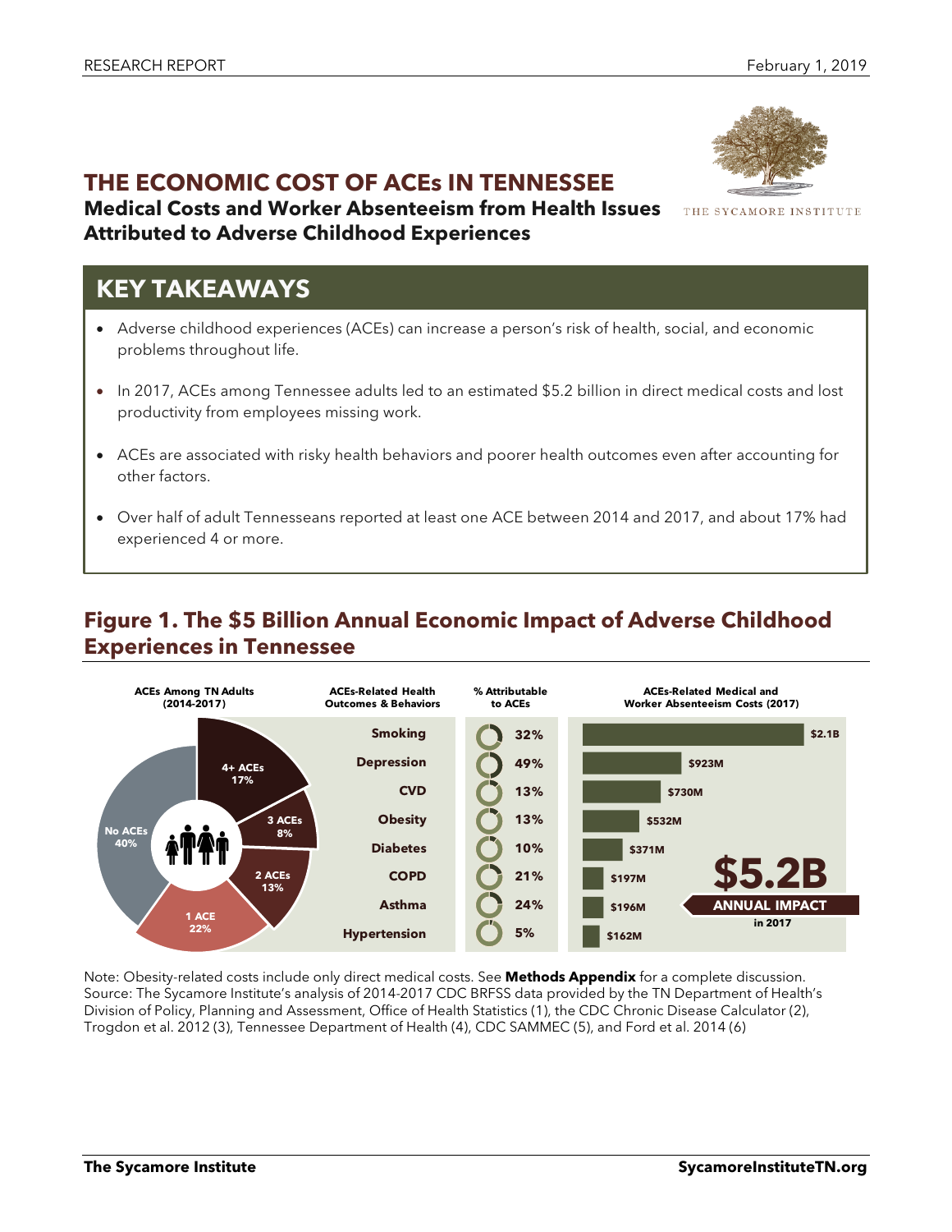# THE ECONOMIC COST OF ACEs IN TENNESSEE

## Medical Costs and Worker Absenteeism from Health Issues Attributed to Adverse Childhood Experiences

## KEY TAKEAWAYS

- Adverse childhood experiences (ACEs) can increase a person's risk of health, social, and economic problems throughout life.
- In 2017, ACEs among Tennessee adults led to an estimated $5.2 billion in direct medical costs and lost productivity from employees missing work.
- ACEs are associated with risky health behaviors and poorer health outcomes even after accounting for other factors.
- Over half of adult Tennesseans reported at least one ACE between 2014 and 2017, and about 17% had experienced 4 or more.

## Figure 1. The $5 Billion Annual Economic Impact of Adverse Childhood Experiences in Tennessee

**ACEs Among TN Adults (2014-2017)**

| ACEs | Share |
|---|---|
| No ACEs | 40% |
| 1 ACE | 22% |
| 2 ACEs | 13% |
| 3 ACEs | 8% |
| 4+ ACEs | 17% |

| ACEs-Related Health Outcomes & Behaviors | % Attributable to ACEs | ACEs-Related Medical and Worker Absenteeism Costs (2017) |
|---|---|---|
| Smoking | 32% | $2.1B |
| Depression | 49% | $923M |
| CVD | 13% | $730M |
| Obesity | 13% | $532M |
| Diabetes | 10% | $371M |
| COPD | 21% | $197M |
| Asthma | 24% | $196M |
| Hypertension | 5% | $162M |

**$5.2B ANNUAL IMPACT in 2017**

Note: Obesity-related costs include only direct medical costs. See **Methods Appendix** for a complete discussion.
Source: The Sycamore Institute's analysis of 2014-2017 CDC BRFSS data provided by the TN Department of Health's Division of Policy, Planning and Assessment, Office of Health Statistics (1), the CDC Chronic Disease Calculator (2), Trogdon et al. 2012 (3), Tennessee Department of Health (4), CDC SAMMEC (5), and Ford et al. 2014 (6)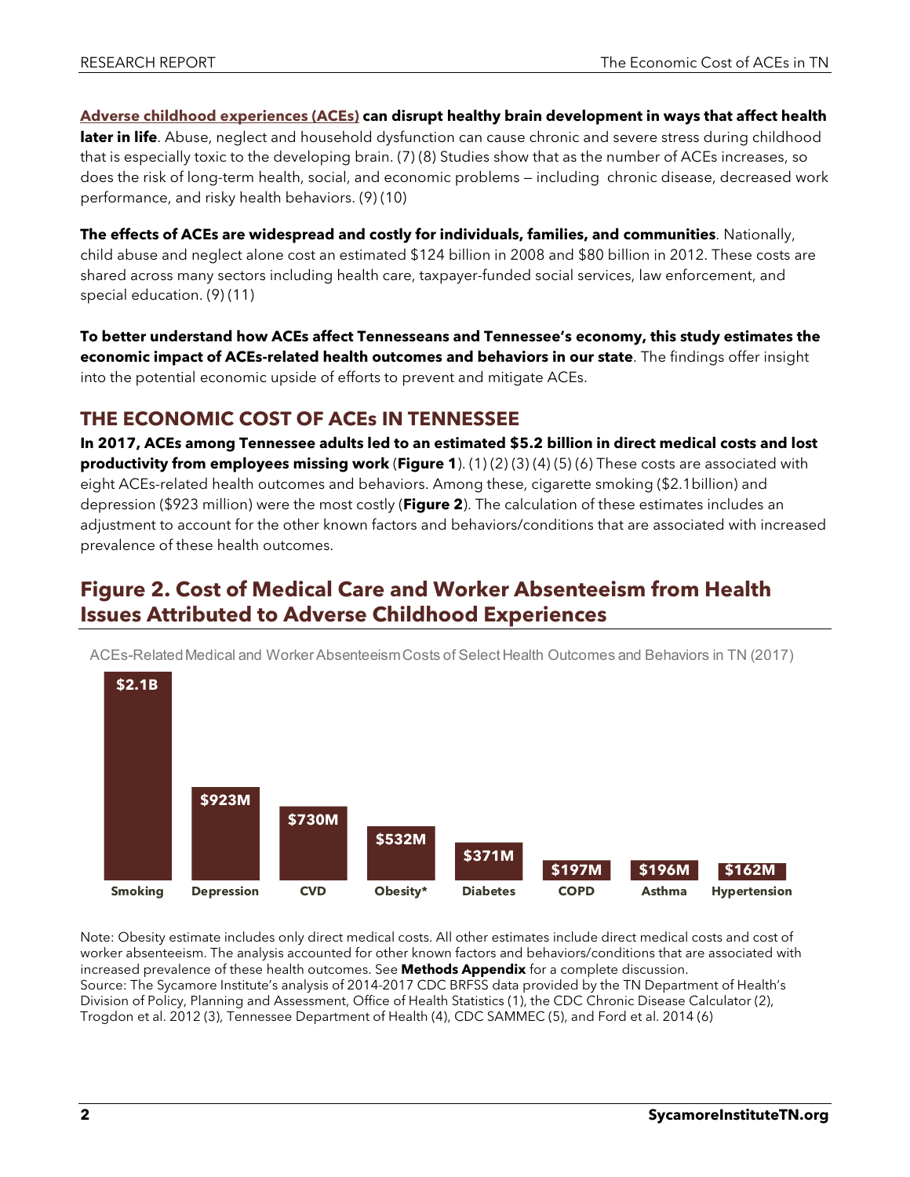**[Adverse childhood experiences (ACEs)](#) can disrupt healthy brain development in ways that affect health later in life**. Abuse, neglect and household dysfunction can cause chronic and severe stress during childhood that is especially toxic to the developing brain. (7) (8) Studies show that as the number of ACEs increases, so does the risk of long-term health, social, and economic problems — including chronic disease, decreased work performance, and risky health behaviors. (9) (10)

**The effects of ACEs are widespread and costly for individuals, families, and communities**. Nationally, child abuse and neglect alone cost an estimated $124 billion in 2008 and $80 billion in 2012. These costs are shared across many sectors including health care, taxpayer-funded social services, law enforcement, and special education. (9) (11)

**To better understand how ACEs affect Tennesseans and Tennessee's economy, this study estimates the economic impact of ACEs-related health outcomes and behaviors in our state**. The findings offer insight into the potential economic upside of efforts to prevent and mitigate ACEs.

## THE ECONOMIC COST OF ACEs IN TENNESSEE

**In 2017, ACEs among Tennessee adults led to an estimated $5.2 billion in direct medical costs and lost productivity from employees missing work** (**Figure 1**). (1) (2) (3) (4) (5) (6) These costs are associated with eight ACEs-related health outcomes and behaviors. Among these, cigarette smoking ($2.1billion) and depression ($923 million) were the most costly (**Figure 2**). The calculation of these estimates includes an adjustment to account for the other known factors and behaviors/conditions that are associated with increased prevalence of these health outcomes.

## Figure 2. Cost of Medical Care and Worker Absenteeism from Health Issues Attributed to Adverse Childhood Experiences

ACEs-Related Medical and Worker Absenteeism Costs of Select Health Outcomes and Behaviors in TN (2017)

| Health Outcome/Behavior | Cost |
|---|---|
| Smoking | $2.1B |
| Depression | $923M |
| CVD | $730M |
| Obesity* | $532M |
| Diabetes | $371M |
| COPD | $197M |
| Asthma | $196M |
| Hypertension | $162M |

Note: Obesity estimate includes only direct medical costs. All other estimates include direct medical costs and cost of worker absenteeism. The analysis accounted for other known factors and behaviors/conditions that are associated with increased prevalence of these health outcomes. See **Methods Appendix** for a complete discussion.
Source: The Sycamore Institute's analysis of 2014-2017 CDC BRFSS data provided by the TN Department of Health's Division of Policy, Planning and Assessment, Office of Health Statistics (1), the CDC Chronic Disease Calculator (2), Trogdon et al. 2012 (3), Tennessee Department of Health (4), CDC SAMMEC (5), and Ford et al. 2014 (6)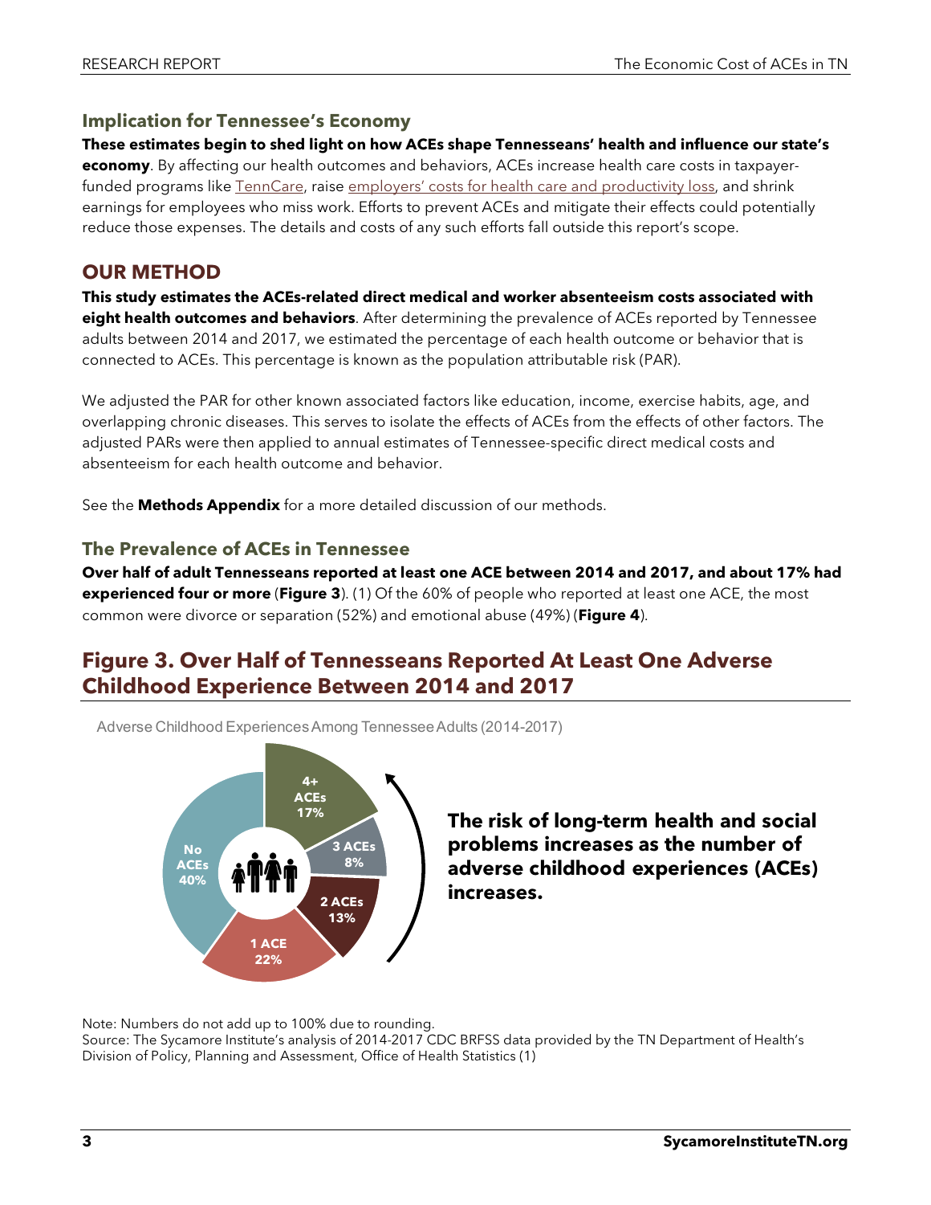### Implication for Tennessee's Economy

**These estimates begin to shed light on how ACEs shape Tennesseans' health and influence our state's economy**. By affecting our health outcomes and behaviors, ACEs increase health care costs in taxpayer-funded programs like TennCare, raise employers' costs for health care and productivity loss, and shrink earnings for employees who miss work. Efforts to prevent ACEs and mitigate their effects could potentially reduce those expenses. The details and costs of any such efforts fall outside this report's scope.

## OUR METHOD

**This study estimates the ACEs-related direct medical and worker absenteeism costs associated with eight health outcomes and behaviors**. After determining the prevalence of ACEs reported by Tennessee adults between 2014 and 2017, we estimated the percentage of each health outcome or behavior that is connected to ACEs. This percentage is known as the population attributable risk (PAR).

We adjusted the PAR for other known associated factors like education, income, exercise habits, age, and overlapping chronic diseases. This serves to isolate the effects of ACEs from the effects of other factors. The adjusted PARs were then applied to annual estimates of Tennessee-specific direct medical costs and absenteeism for each health outcome and behavior.

See the **Methods Appendix** for a more detailed discussion of our methods.

### The Prevalence of ACEs in Tennessee

**Over half of adult Tennesseans reported at least one ACE between 2014 and 2017, and about 17% had experienced four or more** (**Figure 3**). (1) Of the 60% of people who reported at least one ACE, the most common were divorce or separation (52%) and emotional abuse (49%) (**Figure 4**).

## Figure 3. Over Half of Tennesseans Reported At Least One Adverse Childhood Experience Between 2014 and 2017

Adverse Childhood Experiences Among Tennessee Adults (2014-2017)

| Category | Percent |
|---|---|
| No ACEs | 40% |
| 1 ACE | 22% |
| 2 ACEs | 13% |
| 3 ACEs | 8% |
| 4+ ACEs | 17% |

**The risk of long-term health and social problems increases as the number of adverse childhood experiences (ACEs) increases.**

Note: Numbers do not add up to 100% due to rounding.
Source: The Sycamore Institute's analysis of 2014-2017 CDC BRFSS data provided by the TN Department of Health's Division of Policy, Planning and Assessment, Office of Health Statistics (1)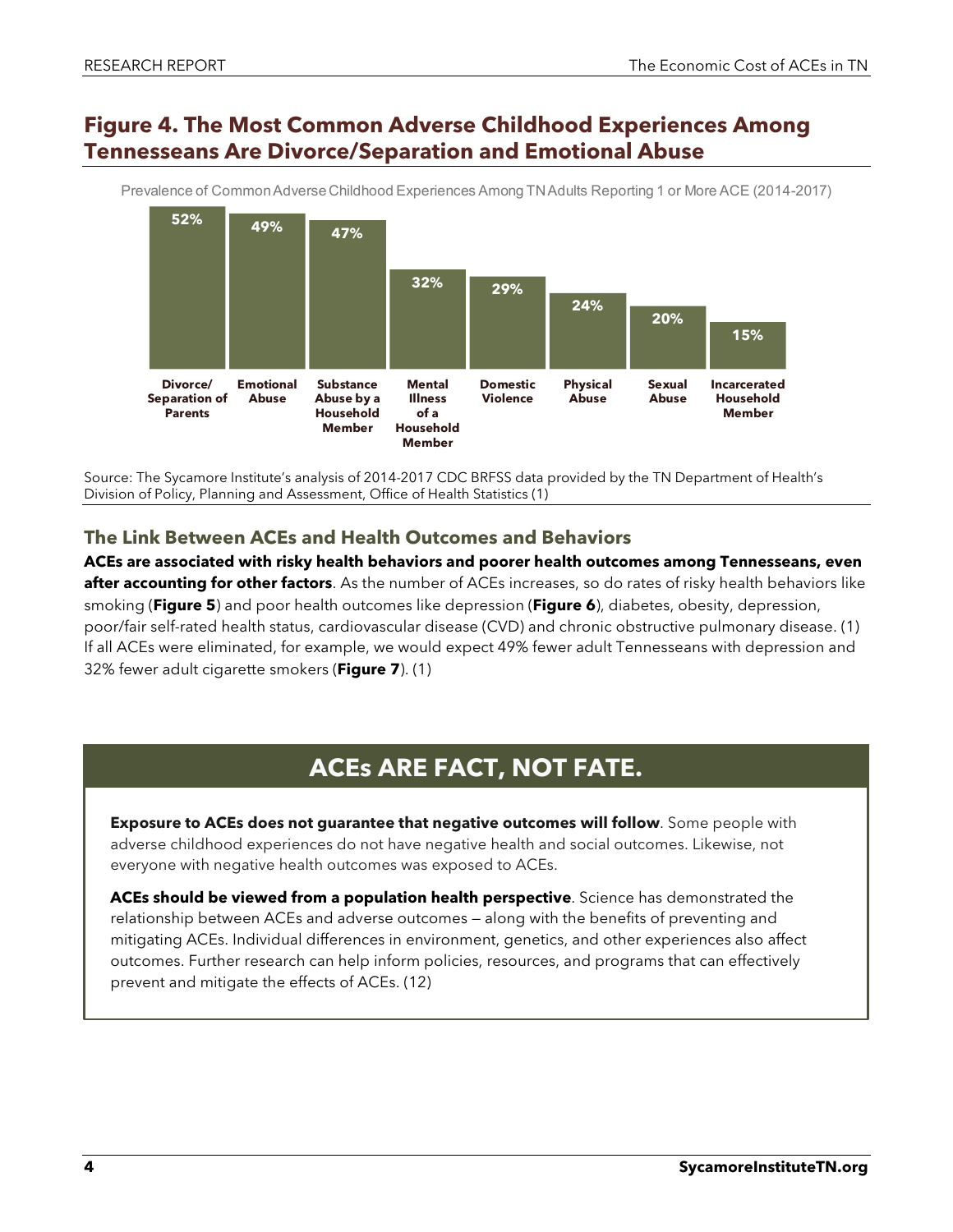## Figure 4. The Most Common Adverse Childhood Experiences Among Tennesseans Are Divorce/Separation and Emotional Abuse

Prevalence of Common Adverse Childhood Experiences Among TN Adults Reporting 1 or More ACE (2014-2017)

| Adverse Childhood Experience | Prevalence |
|---|---|
| Divorce/ Separation of Parents | 52% |
| Emotional Abuse | 49% |
| Substance Abuse by a Household Member | 47% |
| Mental Illness of a Household Member | 32% |
| Domestic Violence | 29% |
| Physical Abuse | 24% |
| Sexual Abuse | 20% |
| Incarcerated Household Member | 15% |

Source: The Sycamore Institute's analysis of 2014-2017 CDC BRFSS data provided by the TN Department of Health's Division of Policy, Planning and Assessment, Office of Health Statistics (1)

### The Link Between ACEs and Health Outcomes and Behaviors

**ACEs are associated with risky health behaviors and poorer health outcomes among Tennesseans, even after accounting for other factors**. As the number of ACEs increases, so do rates of risky health behaviors like smoking (**Figure 5**) and poor health outcomes like depression (**Figure 6**), diabetes, obesity, depression, poor/fair self-rated health status, cardiovascular disease (CVD) and chronic obstructive pulmonary disease. (1) If all ACEs were eliminated, for example, we would expect 49% fewer adult Tennesseans with depression and 32% fewer adult cigarette smokers (**Figure 7**). (1)

## ACEs ARE FACT, NOT FATE.

**Exposure to ACEs does not guarantee that negative outcomes will follow**. Some people with adverse childhood experiences do not have negative health and social outcomes. Likewise, not everyone with negative health outcomes was exposed to ACEs.

**ACEs should be viewed from a population health perspective**. Science has demonstrated the relationship between ACEs and adverse outcomes — along with the benefits of preventing and mitigating ACEs. Individual differences in environment, genetics, and other experiences also affect outcomes. Further research can help inform policies, resources, and programs that can effectively prevent and mitigate the effects of ACEs. (12)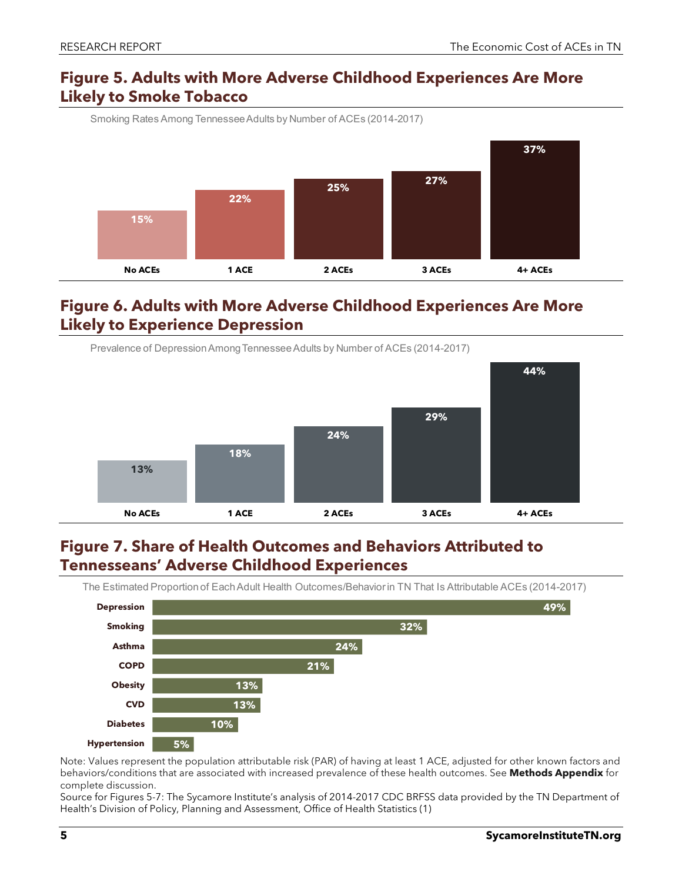## Figure 5. Adults with More Adverse Childhood Experiences Are More Likely to Smoke Tobacco

Smoking Rates Among Tennessee Adults by Number of ACEs (2014-2017)

| No ACEs | 1 ACE | 2 ACEs | 3 ACEs | 4+ ACEs |
|---|---|---|---|---|
| 15% | 22% | 25% | 27% | 37% |

## Figure 6. Adults with More Adverse Childhood Experiences Are More Likely to Experience Depression

Prevalence of Depression Among Tennessee Adults by Number of ACEs (2014-2017)

| No ACEs | 1 ACE | 2 ACEs | 3 ACEs | 4+ ACEs |
|---|---|---|---|---|
| 13% | 18% | 24% | 29% | 44% |

## Figure 7. Share of Health Outcomes and Behaviors Attributed to Tennesseans' Adverse Childhood Experiences

The Estimated Proportion of Each Adult Health Outcomes/Behavior in TN That Is Attributable ACEs (2014-2017)

| Outcome/Behavior | Share |
|---|---|
| Depression | 49% |
| Smoking | 32% |
| Asthma | 24% |
| COPD | 21% |
| Obesity | 13% |
| CVD | 13% |
| Diabetes | 10% |
| Hypertension | 5% |

Note: Values represent the population attributable risk (PAR) of having at least 1 ACE, adjusted for other known factors and behaviors/conditions that are associated with increased prevalence of these health outcomes. See **Methods Appendix** for complete discussion.

Source for Figures 5-7: The Sycamore Institute's analysis of 2014-2017 CDC BRFSS data provided by the TN Department of Health's Division of Policy, Planning and Assessment, Office of Health Statistics (1)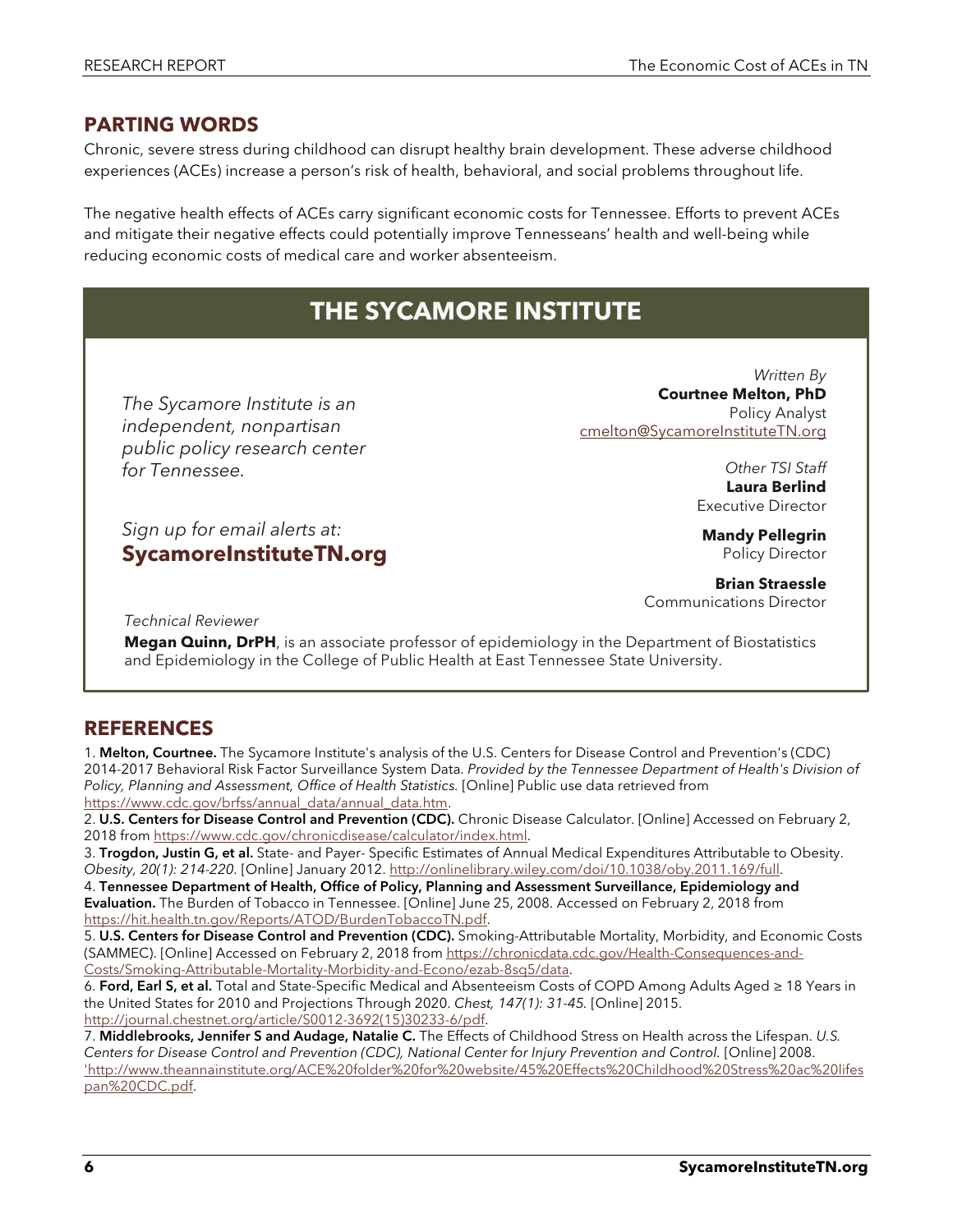## PARTING WORDS

Chronic, severe stress during childhood can disrupt healthy brain development. These adverse childhood experiences (ACEs) increase a person's risk of health, behavioral, and social problems throughout life.

The negative health effects of ACEs carry significant economic costs for Tennessee. Efforts to prevent ACEs and mitigate their negative effects could potentially improve Tennesseans' health and well-being while reducing economic costs of medical care and worker absenteeism.

## THE SYCAMORE INSTITUTE

*The Sycamore Institute is an independent, nonpartisan public policy research center for Tennessee.*

*Sign up for email alerts at:*
**SycamoreInstituteTN.org**

*Written By*
**Courtnee Melton, PhD**
Policy Analyst
cmelton@SycamoreInstituteTN.org

*Other TSI Staff*
**Laura Berlind**
Executive Director

**Mandy Pellegrin**
Policy Director

**Brian Straessle**
Communications Director

*Technical Reviewer*

**Megan Quinn, DrPH**, is an associate professor of epidemiology in the Department of Biostatistics and Epidemiology in the College of Public Health at East Tennessee State University.

## REFERENCES

1. **Melton, Courtnee.** The Sycamore Institute's analysis of the U.S. Centers for Disease Control and Prevention's (CDC) 2014-2017 Behavioral Risk Factor Surveillance System Data. *Provided by the Tennessee Department of Health's Division of Policy, Planning and Assessment, Office of Health Statistics.* [Online] Public use data retrieved from https://www.cdc.gov/brfss/annual_data/annual_data.htm.
2. **U.S. Centers for Disease Control and Prevention (CDC).** Chronic Disease Calculator. [Online] Accessed on February 2, 2018 from https://www.cdc.gov/chronicdisease/calculator/index.html.
3. **Trogdon, Justin G, et al.** State- and Payer- Specific Estimates of Annual Medical Expenditures Attributable to Obesity. *Obesity, 20(1): 214-220.* [Online] January 2012. http://onlinelibrary.wiley.com/doi/10.1038/oby.2011.169/full.
4. **Tennessee Department of Health, Office of Policy, Planning and Assessment Surveillance, Epidemiology and Evaluation.** The Burden of Tobacco in Tennessee. [Online] June 25, 2008. Accessed on February 2, 2018 from https://hit.health.tn.gov/Reports/ATOD/BurdenTobaccoTN.pdf.
5. **U.S. Centers for Disease Control and Prevention (CDC).** Smoking-Attributable Mortality, Morbidity, and Economic Costs (SAMMEC). [Online] Accessed on February 2, 2018 from https://chronicdata.cdc.gov/Health-Consequences-and-Costs/Smoking-Attributable-Mortality-Morbidity-and-Econo/ezab-8sq5/data.
6. **Ford, Earl S, et al.** Total and State-Specific Medical and Absenteeism Costs of COPD Among Adults Aged ≥ 18 Years in the United States for 2010 and Projections Through 2020. *Chest, 147(1): 31-45.* [Online] 2015. http://journal.chestnet.org/article/S0012-3692(15)30233-6/pdf.
7. **Middlebrooks, Jennifer S and Audage, Natalie C.** The Effects of Childhood Stress on Health across the Lifespan. *U.S. Centers for Disease Control and Prevention (CDC), National Center for Injury Prevention and Control.* [Online] 2008. 'http://www.theannainstitute.org/ACE%20folder%20for%20website/45%20Effects%20Childhood%20Stress%20ac%20lifespan%20CDC.pdf.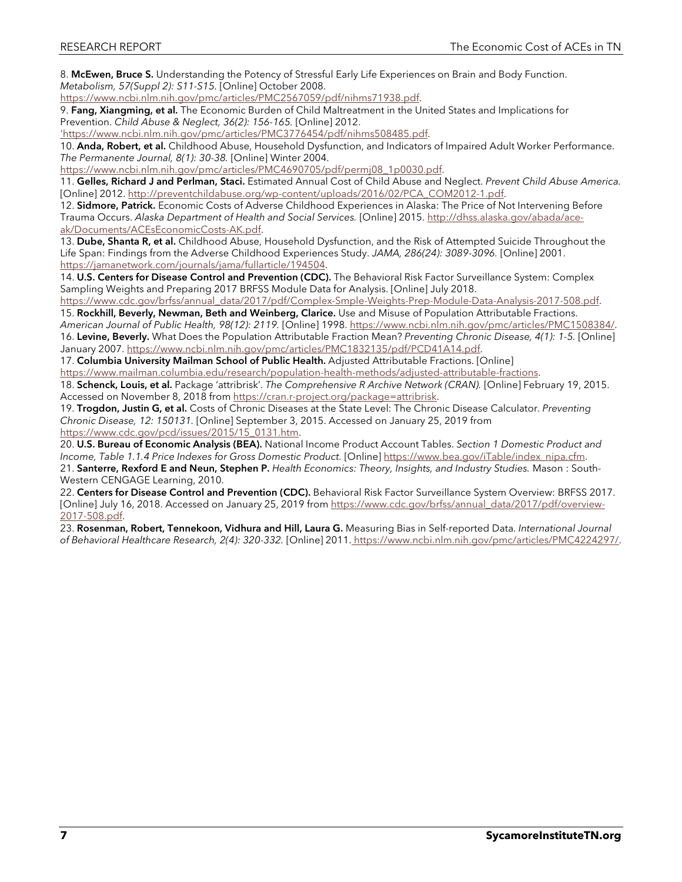8. **McEwen, Bruce S.** Understanding the Potency of Stressful Early Life Experiences on Brain and Body Function. *Metabolism, 57(Suppl 2): S11-S15.* [Online] October 2008. https://www.ncbi.nlm.nih.gov/pmc/articles/PMC2567059/pdf/nihms71938.pdf.

9. **Fang, Xiangming, et al.** The Economic Burden of Child Maltreatment in the United States and Implications for Prevention. *Child Abuse & Neglect, 36(2): 156-165.* [Online] 2012. 'https://www.ncbi.nlm.nih.gov/pmc/articles/PMC3776454/pdf/nihms508485.pdf.

10. **Anda, Robert, et al.** Childhood Abuse, Household Dysfunction, and Indicators of Impaired Adult Worker Performance. *The Permanente Journal, 8(1): 30-38.* [Online] Winter 2004. https://www.ncbi.nlm.nih.gov/pmc/articles/PMC4690705/pdf/permj08_1p0030.pdf.

11. **Gelles, Richard J and Perlman, Staci.** Estimated Annual Cost of Child Abuse and Neglect. *Prevent Child Abuse America.* [Online] 2012. http://preventchildabuse.org/wp-content/uploads/2016/02/PCA_COM2012-1.pdf.

12. **Sidmore, Patrick.** Economic Costs of Adverse Childhood Experiences in Alaska: The Price of Not Intervening Before Trauma Occurs. *Alaska Department of Health and Social Services.* [Online] 2015. http://dhss.alaska.gov/abada/ace-ak/Documents/ACEsEconomicCosts-AK.pdf.

13. **Dube, Shanta R, et al.** Childhood Abuse, Household Dysfunction, and the Risk of Attempted Suicide Throughout the Life Span: Findings from the Adverse Childhood Experiences Study. *JAMA, 286(24): 3089-3096.* [Online] 2001. https://jamanetwork.com/journals/jama/fullarticle/194504.

14. **U.S. Centers for Disease Control and Prevention (CDC).** The Behavioral Risk Factor Surveillance System: Complex Sampling Weights and Preparing 2017 BRFSS Module Data for Analysis. [Online] July 2018. https://www.cdc.gov/brfss/annual_data/2017/pdf/Complex-Smple-Weights-Prep-Module-Data-Analysis-2017-508.pdf.

15. **Rockhill, Beverly, Newman, Beth and Weinberg, Clarice.** Use and Misuse of Population Attributable Fractions. *American Journal of Public Health, 98(12): 2119.* [Online] 1998. https://www.ncbi.nlm.nih.gov/pmc/articles/PMC1508384/.

16. **Levine, Beverly.** What Does the Population Attributable Fraction Mean? *Preventing Chronic Disease, 4(1): 1-5.* [Online] January 2007. https://www.ncbi.nlm.nih.gov/pmc/articles/PMC1832135/pdf/PCD41A14.pdf.

17. **Columbia University Mailman School of Public Health.** Adjusted Attributable Fractions. [Online] https://www.mailman.columbia.edu/research/population-health-methods/adjusted-attributable-fractions.

18. **Schenck, Louis, et al.** Package 'attribrisk'. *The Comprehensive R Archive Network (CRAN).* [Online] February 19, 2015. Accessed on November 8, 2018 from https://cran.r-project.org/package=attribrisk.

19. **Trogdon, Justin G, et al.** Costs of Chronic Diseases at the State Level: The Chronic Disease Calculator. *Preventing Chronic Disease, 12: 150131.* [Online] September 3, 2015. Accessed on January 25, 2019 from https://www.cdc.gov/pcd/issues/2015/15_0131.htm.

20. **U.S. Bureau of Economic Analysis (BEA).** National Income Product Account Tables. *Section 1 Domestic Product and Income, Table 1.1.4 Price Indexes for Gross Domestic Product.* [Online] https://www.bea.gov/iTable/index_nipa.cfm.

21. **Santerre, Rexford E and Neun, Stephen P.** *Health Economics: Theory, Insights, and Industry Studies.* Mason : South-Western CENGAGE Learning, 2010.

22. **Centers for Disease Control and Prevention (CDC).** Behavioral Risk Factor Surveillance System Overview: BRFSS 2017. [Online] July 16, 2018. Accessed on January 25, 2019 from https://www.cdc.gov/brfss/annual_data/2017/pdf/overview-2017-508.pdf.

23. **Rosenman, Robert, Tennekoon, Vidhura and Hill, Laura G.** Measuring Bias in Self-reported Data. *International Journal of Behavioral Healthcare Research, 2(4): 320-332.* [Online] 2011. https://www.ncbi.nlm.nih.gov/pmc/articles/PMC4224297/.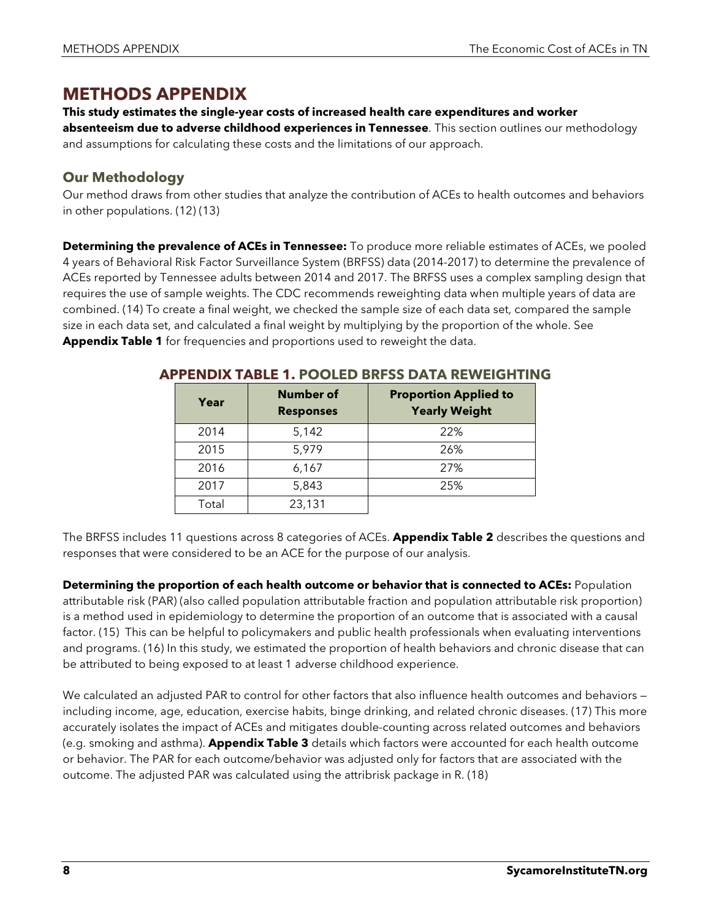# METHODS APPENDIX

**This study estimates the single-year costs of increased health care expenditures and worker absenteeism due to adverse childhood experiences in Tennessee**. This section outlines our methodology and assumptions for calculating these costs and the limitations of our approach.

## Our Methodology

Our method draws from other studies that analyze the contribution of ACEs to health outcomes and behaviors in other populations. (12) (13)

**Determining the prevalence of ACEs in Tennessee:** To produce more reliable estimates of ACEs, we pooled 4 years of Behavioral Risk Factor Surveillance System (BRFSS) data (2014-2017) to determine the prevalence of ACEs reported by Tennessee adults between 2014 and 2017. The BRFSS uses a complex sampling design that requires the use of sample weights. The CDC recommends reweighting data when multiple years of data are combined. (14) To create a final weight, we checked the sample size of each data set, compared the sample size in each data set, and calculated a final weight by multiplying by the proportion of the whole. See **Appendix Table 1** for frequencies and proportions used to reweight the data.

**APPENDIX TABLE 1. POOLED BRFSS DATA REWEIGHTING**

| Year | Number of Responses | Proportion Applied to Yearly Weight |
|---|---|---|
| 2014 | 5,142 | 22% |
| 2015 | 5,979 | 26% |
| 2016 | 6,167 | 27% |
| 2017 | 5,843 | 25% |
| Total | 23,131 | |

The BRFSS includes 11 questions across 8 categories of ACEs. **Appendix Table 2** describes the questions and responses that were considered to be an ACE for the purpose of our analysis.

**Determining the proportion of each health outcome or behavior that is connected to ACEs:** Population attributable risk (PAR) (also called population attributable fraction and population attributable risk proportion) is a method used in epidemiology to determine the proportion of an outcome that is associated with a causal factor. (15) This can be helpful to policymakers and public health professionals when evaluating interventions and programs. (16) In this study, we estimated the proportion of health behaviors and chronic disease that can be attributed to being exposed to at least 1 adverse childhood experience.

We calculated an adjusted PAR to control for other factors that also influence health outcomes and behaviors — including income, age, education, exercise habits, binge drinking, and related chronic diseases. (17) This more accurately isolates the impact of ACEs and mitigates double-counting across related outcomes and behaviors (e.g. smoking and asthma). **Appendix Table 3** details which factors were accounted for each health outcome or behavior. The PAR for each outcome/behavior was adjusted only for factors that are associated with the outcome. The adjusted PAR was calculated using the attribrisk package in R. (18)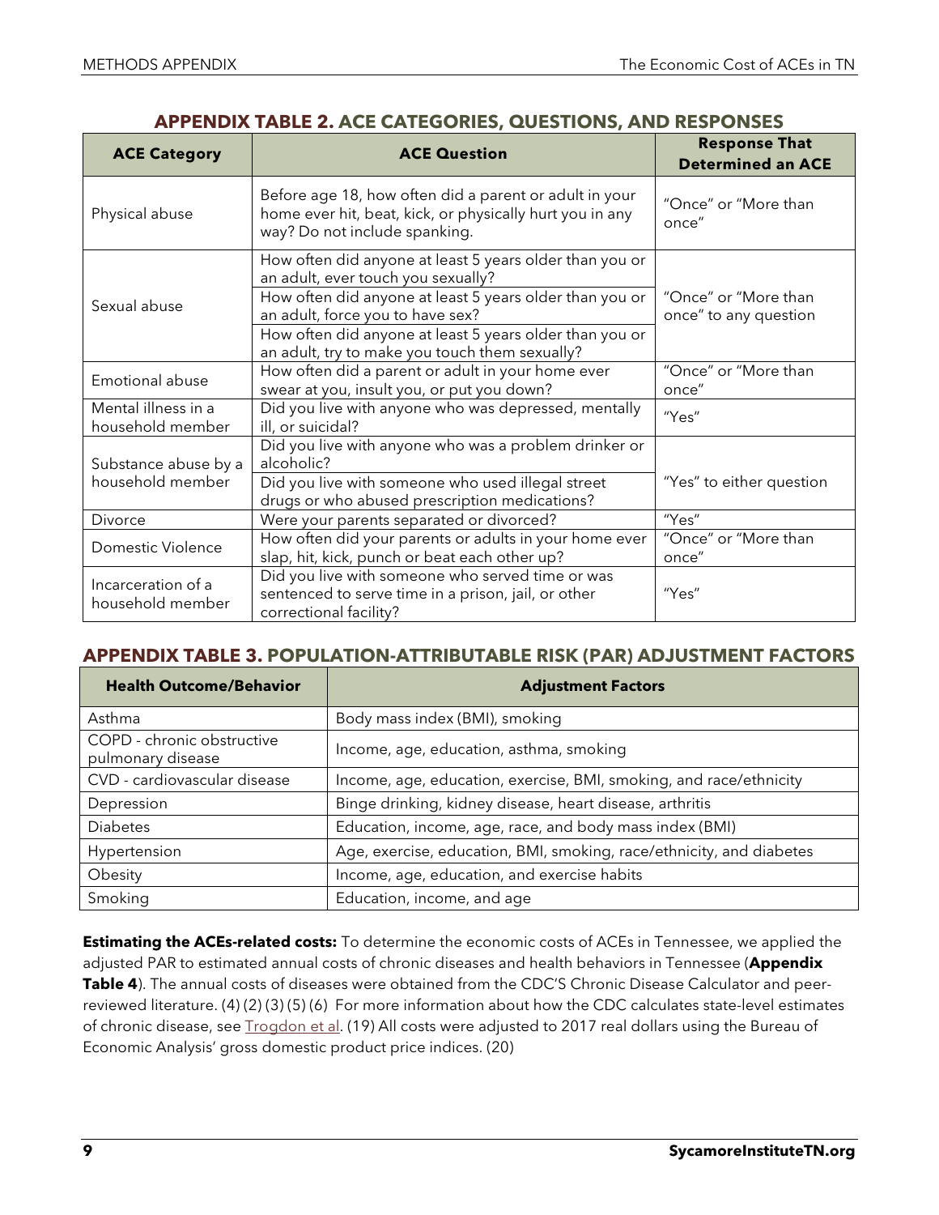## APPENDIX TABLE 2. ACE CATEGORIES, QUESTIONS, AND RESPONSES

| ACE Category | ACE Question | Response That Determined an ACE |
|---|---|---|
| Physical abuse | Before age 18, how often did a parent or adult in your home ever hit, beat, kick, or physically hurt you in any way? Do not include spanking. | "Once" or "More than once" |
| Sexual abuse | How often did anyone at least 5 years older than you or an adult, ever touch you sexually? | "Once" or "More than once" to any question |
| | How often did anyone at least 5 years older than you or an adult, force you to have sex? | |
| | How often did anyone at least 5 years older than you or an adult, try to make you touch them sexually? | |
| Emotional abuse | How often did a parent or adult in your home ever swear at you, insult you, or put you down? | "Once" or "More than once" |
| Mental illness in a household member | Did you live with anyone who was depressed, mentally ill, or suicidal? | "Yes" |
| Substance abuse by a household member | Did you live with anyone who was a problem drinker or alcoholic? | "Yes" to either question |
| | Did you live with someone who used illegal street drugs or who abused prescription medications? | |
| Divorce | Were your parents separated or divorced? | "Yes" |
| Domestic Violence | How often did your parents or adults in your home ever slap, hit, kick, punch or beat each other up? | "Once" or "More than once" |
| Incarceration of a household member | Did you live with someone who served time or was sentenced to serve time in a prison, jail, or other correctional facility? | "Yes" |

## APPENDIX TABLE 3. POPULATION-ATTRIBUTABLE RISK (PAR) ADJUSTMENT FACTORS

| Health Outcome/Behavior | Adjustment Factors |
|---|---|
| Asthma | Body mass index (BMI), smoking |
| COPD - chronic obstructive pulmonary disease | Income, age, education, asthma, smoking |
| CVD - cardiovascular disease | Income, age, education, exercise, BMI, smoking, and race/ethnicity |
| Depression | Binge drinking, kidney disease, heart disease, arthritis |
| Diabetes | Education, income, age, race, and body mass index (BMI) |
| Hypertension | Age, exercise, education, BMI, smoking, race/ethnicity, and diabetes |
| Obesity | Income, age, education, and exercise habits |
| Smoking | Education, income, and age |

**Estimating the ACEs-related costs:** To determine the economic costs of ACEs in Tennessee, we applied the adjusted PAR to estimated annual costs of chronic diseases and health behaviors in Tennessee (**Appendix Table 4**). The annual costs of diseases were obtained from the CDC'S Chronic Disease Calculator and peer-reviewed literature. (4) (2) (3) (5) (6) For more information about how the CDC calculates state-level estimates of chronic disease, see Trogdon et al. (19) All costs were adjusted to 2017 real dollars using the Bureau of Economic Analysis' gross domestic product price indices. (20)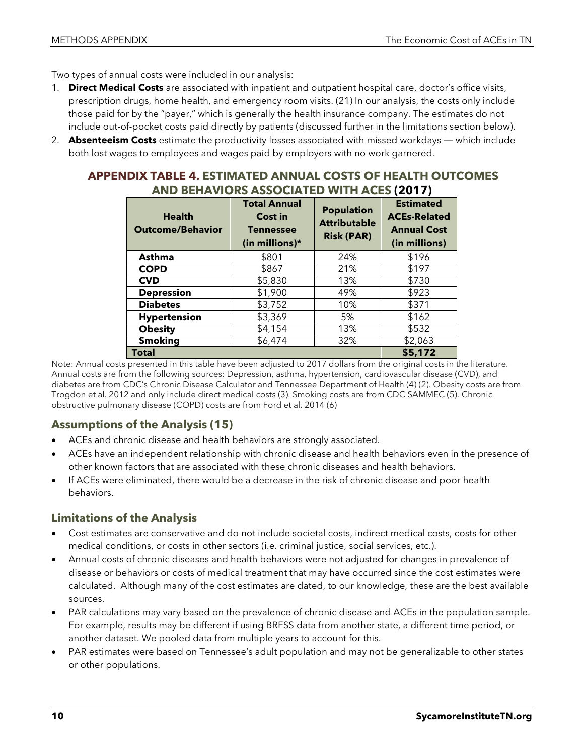Two types of annual costs were included in our analysis:

1. **Direct Medical Costs** are associated with inpatient and outpatient hospital care, doctor's office visits, prescription drugs, home health, and emergency room visits. (21) In our analysis, the costs only include those paid for by the "payer," which is generally the health insurance company. The estimates do not include out-of-pocket costs paid directly by patients (discussed further in the limitations section below).
2. **Absenteeism Costs** estimate the productivity losses associated with missed workdays — which include both lost wages to employees and wages paid by employers with no work garnered.

### APPENDIX TABLE 4. ESTIMATED ANNUAL COSTS OF HEALTH OUTCOMES AND BEHAVIORS ASSOCIATED WITH ACES (2017)

| Health Outcome/Behavior | Total Annual Cost in Tennessee (in millions)* | Population Attributable Risk (PAR) | Estimated ACEs-Related Annual Cost (in millions) |
|---|---|---|---|
| **Asthma** | $801 | 24% | $196 |
| **COPD** | $867 | 21% | $197 |
| **CVD** | $5,830 | 13% | $730 |
| **Depression** | $1,900 | 49% | $923 |
| **Diabetes** | $3,752 | 10% | $371 |
| **Hypertension** | $3,369 | 5% | $162 |
| **Obesity** | $4,154 | 13% | $532 |
| **Smoking** | $6,474 | 32% | $2,063 |
| **Total** | | | **$5,172** |

Note: Annual costs presented in this table have been adjusted to 2017 dollars from the original costs in the literature. Annual costs are from the following sources: Depression, asthma, hypertension, cardiovascular disease (CVD), and diabetes are from CDC's Chronic Disease Calculator and Tennessee Department of Health (4) (2). Obesity costs are from Trogdon et al. 2012 and only include direct medical costs (3). Smoking costs are from CDC SAMMEC (5). Chronic obstructive pulmonary disease (COPD) costs are from Ford et al. 2014 (6)

## Assumptions of the Analysis (15)

- ACEs and chronic disease and health behaviors are strongly associated.
- ACEs have an independent relationship with chronic disease and health behaviors even in the presence of other known factors that are associated with these chronic diseases and health behaviors.
- If ACEs were eliminated, there would be a decrease in the risk of chronic disease and poor health behaviors.

## Limitations of the Analysis

- Cost estimates are conservative and do not include societal costs, indirect medical costs, costs for other medical conditions, or costs in other sectors (i.e. criminal justice, social services, etc.).
- Annual costs of chronic diseases and health behaviors were not adjusted for changes in prevalence of disease or behaviors or costs of medical treatment that may have occurred since the cost estimates were calculated. Although many of the cost estimates are dated, to our knowledge, these are the best available sources.
- PAR calculations may vary based on the prevalence of chronic disease and ACEs in the population sample. For example, results may be different if using BRFSS data from another state, a different time period, or another dataset. We pooled data from multiple years to account for this.
- PAR estimates were based on Tennessee's adult population and may not be generalizable to other states or other populations.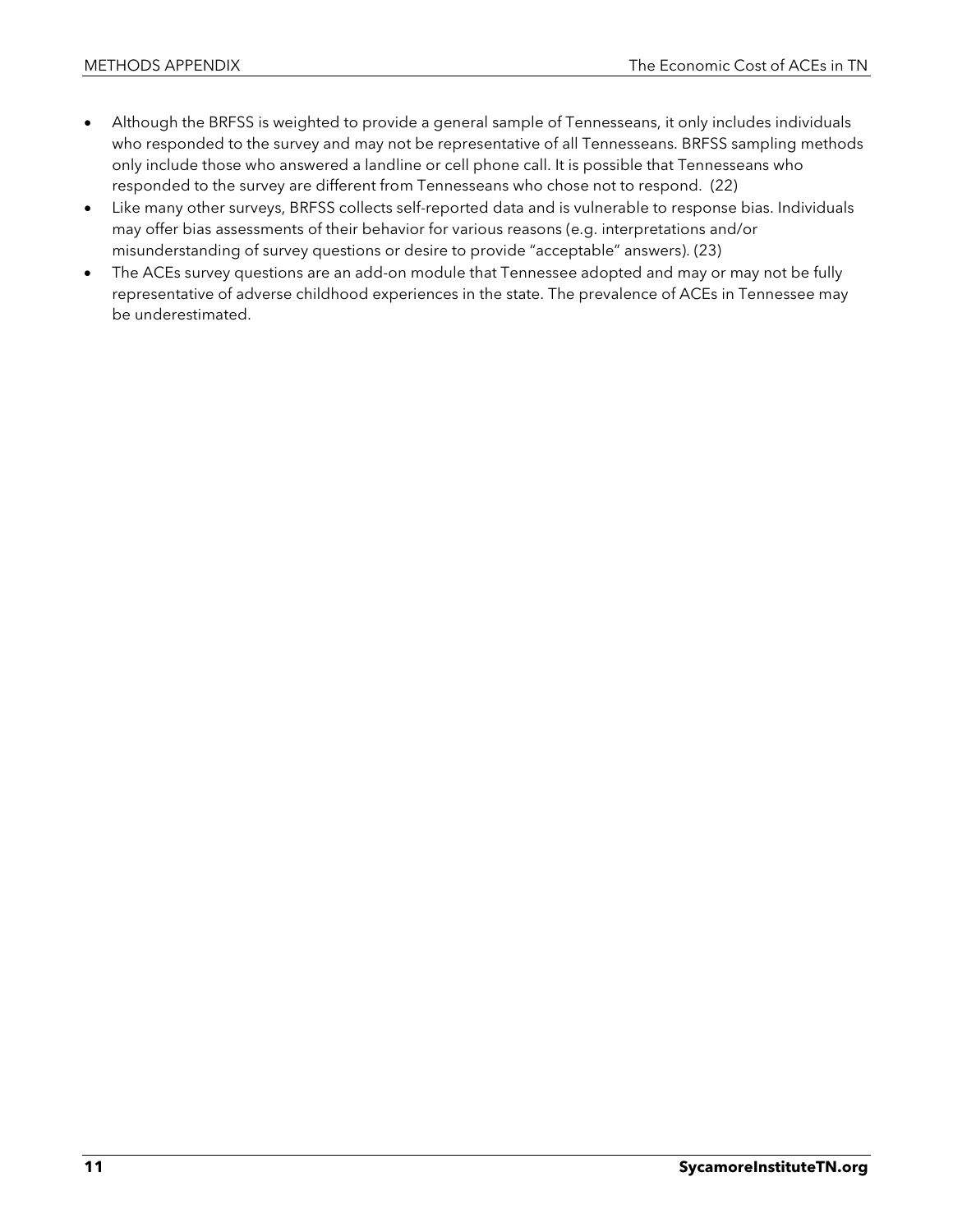- Although the BRFSS is weighted to provide a general sample of Tennesseans, it only includes individuals who responded to the survey and may not be representative of all Tennesseans. BRFSS sampling methods only include those who answered a landline or cell phone call. It is possible that Tennesseans who responded to the survey are different from Tennesseans who chose not to respond. (22)
- Like many other surveys, BRFSS collects self-reported data and is vulnerable to response bias. Individuals may offer bias assessments of their behavior for various reasons (e.g. interpretations and/or misunderstanding of survey questions or desire to provide "acceptable" answers). (23)
- The ACEs survey questions are an add-on module that Tennessee adopted and may or may not be fully representative of adverse childhood experiences in the state. The prevalence of ACEs in Tennessee may be underestimated.